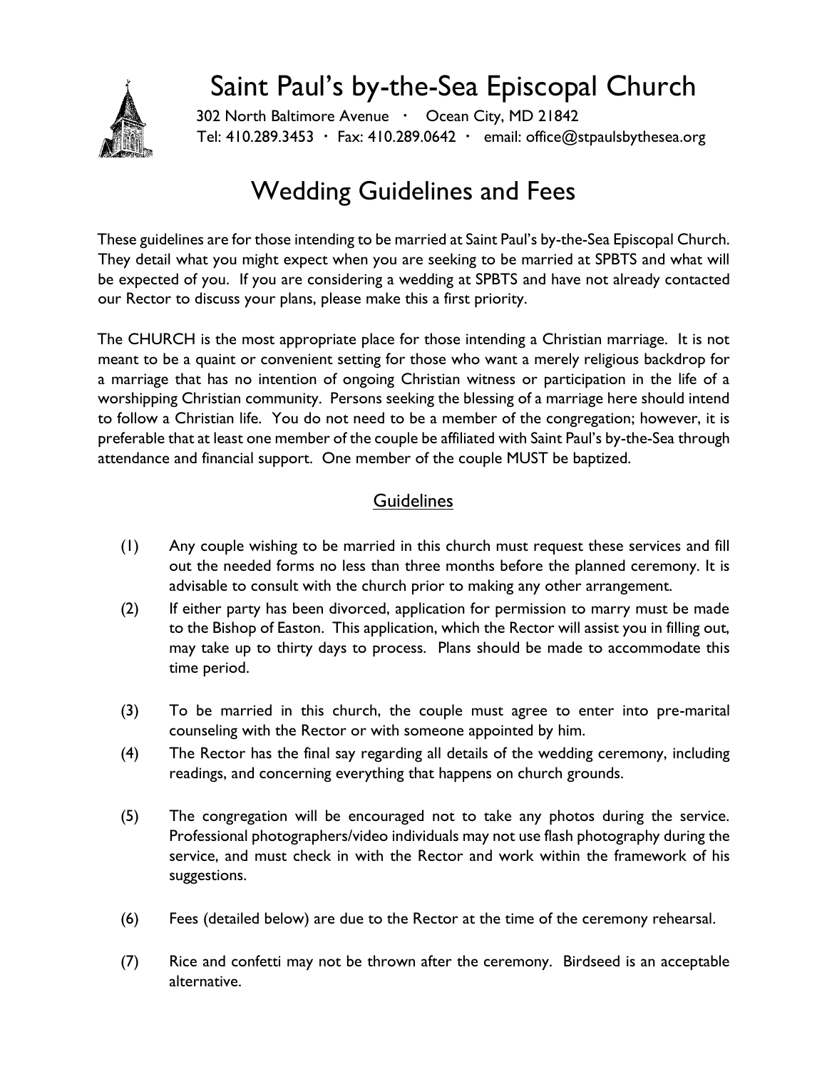# Saint Paul's by-the-Sea Episcopal Church

302 North Baltimore Avenue · Ocean City, MD 21842
Tel: 410.289.3453 · Fax: 410.289.0642 · email: office@stpaulsbythesea.org

# Wedding Guidelines and Fees

These guidelines are for those intending to be married at Saint Paul's by-the-Sea Episcopal Church. They detail what you might expect when you are seeking to be married at SPBTS and what will be expected of you. If you are considering a wedding at SPBTS and have not already contacted our Rector to discuss your plans, please make this a first priority.

The CHURCH is the most appropriate place for those intending a Christian marriage. It is not meant to be a quaint or convenient setting for those who want a merely religious backdrop for a marriage that has no intention of ongoing Christian witness or participation in the life of a worshipping Christian community. Persons seeking the blessing of a marriage here should intend to follow a Christian life. You do not need to be a member of the congregation; however, it is preferable that at least one member of the couple be affiliated with Saint Paul's by-the-Sea through attendance and financial support. One member of the couple MUST be baptized.

## Guidelines

(1) Any couple wishing to be married in this church must request these services and fill out the needed forms no less than three months before the planned ceremony. It is advisable to consult with the church prior to making any other arrangement.

(2) If either party has been divorced, application for permission to marry must be made to the Bishop of Easton. This application, which the Rector will assist you in filling out, may take up to thirty days to process. Plans should be made to accommodate this time period.

(3) To be married in this church, the couple must agree to enter into pre-marital counseling with the Rector or with someone appointed by him.

(4) The Rector has the final say regarding all details of the wedding ceremony, including readings, and concerning everything that happens on church grounds.

(5) The congregation will be encouraged not to take any photos during the service. Professional photographers/video individuals may not use flash photography during the service, and must check in with the Rector and work within the framework of his suggestions.

(6) Fees (detailed below) are due to the Rector at the time of the ceremony rehearsal.

(7) Rice and confetti may not be thrown after the ceremony. Birdseed is an acceptable alternative.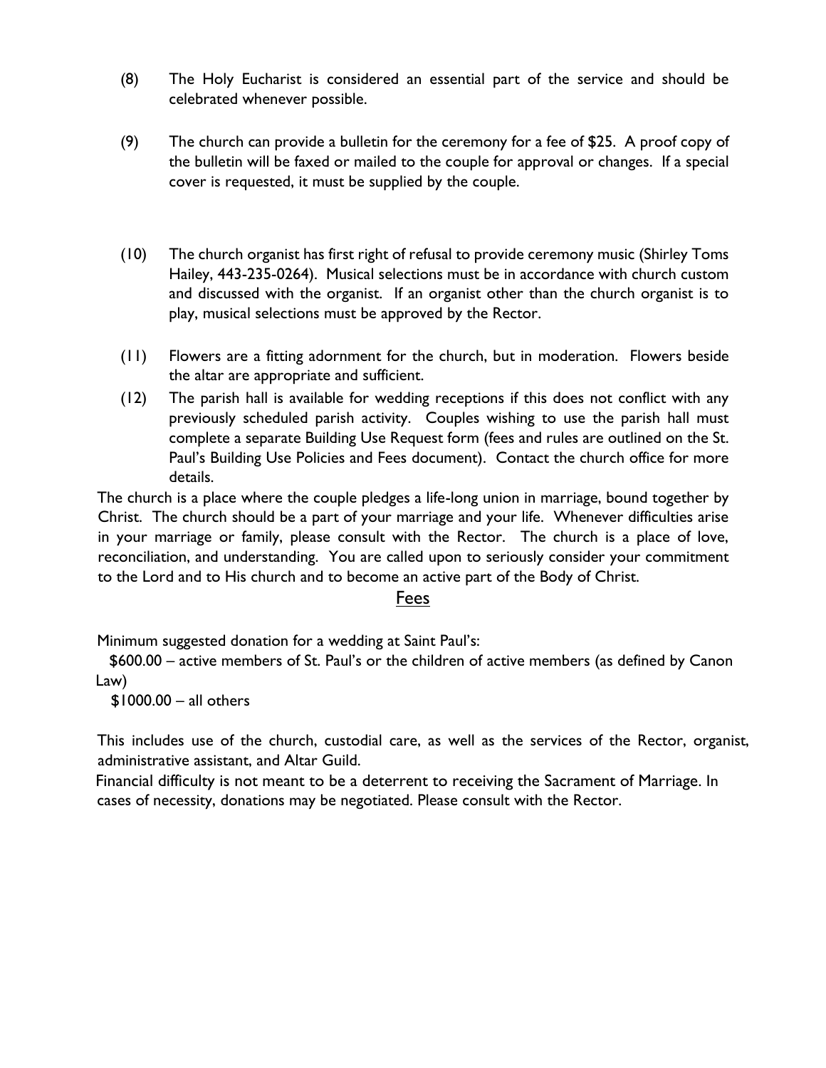(8) The Holy Eucharist is considered an essential part of the service and should be celebrated whenever possible.

(9) The church can provide a bulletin for the ceremony for a fee of $25. A proof copy of the bulletin will be faxed or mailed to the couple for approval or changes. If a special cover is requested, it must be supplied by the couple.

(10) The church organist has first right of refusal to provide ceremony music (Shirley Toms Hailey, 443-235-0264). Musical selections must be in accordance with church custom and discussed with the organist. If an organist other than the church organist is to play, musical selections must be approved by the Rector.

(11) Flowers are a fitting adornment for the church, but in moderation. Flowers beside the altar are appropriate and sufficient.

(12) The parish hall is available for wedding receptions if this does not conflict with any previously scheduled parish activity. Couples wishing to use the parish hall must complete a separate Building Use Request form (fees and rules are outlined on the St. Paul's Building Use Policies and Fees document). Contact the church office for more details.

The church is a place where the couple pledges a life-long union in marriage, bound together by Christ. The church should be a part of your marriage and your life. Whenever difficulties arise in your marriage or family, please consult with the Rector. The church is a place of love, reconciliation, and understanding. You are called upon to seriously consider your commitment to the Lord and to His church and to become an active part of the Body of Christ.

## Fees

Minimum suggested donation for a wedding at Saint Paul's:

$600.00 – active members of St. Paul's or the children of active members (as defined by Canon Law)

$1000.00 – all others

This includes use of the church, custodial care, as well as the services of the Rector, organist, administrative assistant, and Altar Guild.

Financial difficulty is not meant to be a deterrent to receiving the Sacrament of Marriage. In cases of necessity, donations may be negotiated. Please consult with the Rector.